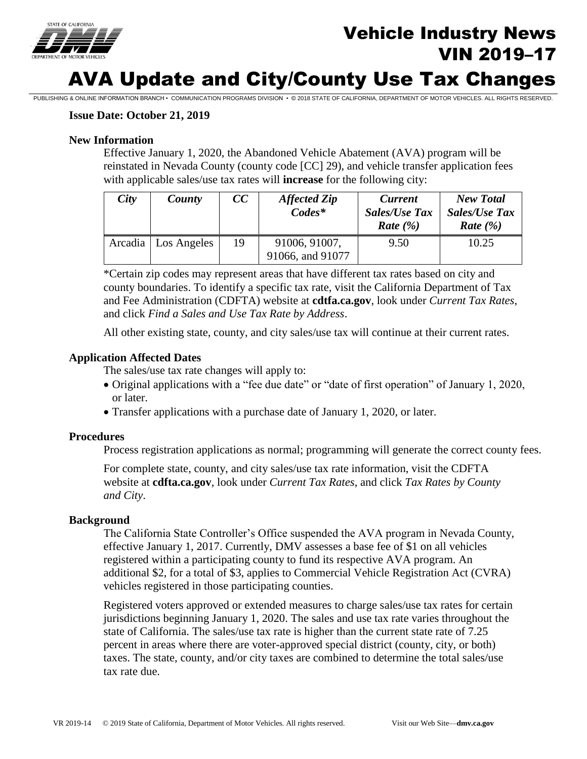# Vehicle Industry News
## VIN 2019–17

# AVA Update and City/County Use Tax Changes

PUBLISHING & ONLINE INFORMATION BRANCH • COMMUNICATION PROGRAMS DIVISION • © 2018 STATE OF CALIFORNIA, DEPARTMENT OF MOTOR VEHICLES. ALL RIGHTS RESERVED.

**Issue Date: October 21, 2019**

### New Information

Effective January 1, 2020, the Abandoned Vehicle Abatement (AVA) program will be reinstated in Nevada County (county code [CC] 29), and vehicle transfer application fees with applicable sales/use tax rates will **increase** for the following city:

| *City* | *County* | *CC* | *Affected Zip Codes** | *Current Sales/Use Tax Rate (%)* | *New Total Sales/Use Tax Rate (%)* |
|---|---|---|---|---|---|
| Arcadia | Los Angeles | 19 | 91006, 91007, 91066, and 91077 | 9.50 | 10.25 |

*Certain zip codes may represent areas that have different tax rates based on city and county boundaries. To identify a specific tax rate, visit the California Department of Tax and Fee Administration (CDFTA) website at **cdtfa.ca.gov**, look under *Current Tax Rates*, and click *Find a Sales and Use Tax Rate by Address*.

All other existing state, county, and city sales/use tax will continue at their current rates.

### Application Affected Dates

The sales/use tax rate changes will apply to:

- Original applications with a "fee due date" or "date of first operation" of January 1, 2020, or later.
- Transfer applications with a purchase date of January 1, 2020, or later.

### Procedures

Process registration applications as normal; programming will generate the correct county fees.

For complete state, county, and city sales/use tax rate information, visit the CDFTA website at **cdfta.ca.gov**, look under *Current Tax Rates*, and click *Tax Rates by County and City*.

### Background

The California State Controller's Office suspended the AVA program in Nevada County, effective January 1, 2017. Currently, DMV assesses a base fee of $1 on all vehicles registered within a participating county to fund its respective AVA program. An additional $2, for a total of $3, applies to Commercial Vehicle Registration Act (CVRA) vehicles registered in those participating counties.

Registered voters approved or extended measures to charge sales/use tax rates for certain jurisdictions beginning January 1, 2020. The sales and use tax rate varies throughout the state of California. The sales/use tax rate is higher than the current state rate of 7.25 percent in areas where there are voter-approved special district (county, city, or both) taxes. The state, county, and/or city taxes are combined to determine the total sales/use tax rate due.

VR 2019-14 © 2019 State of California, Department of Motor Vehicles. All rights reserved. Visit our Web Site—**dmv.ca.gov**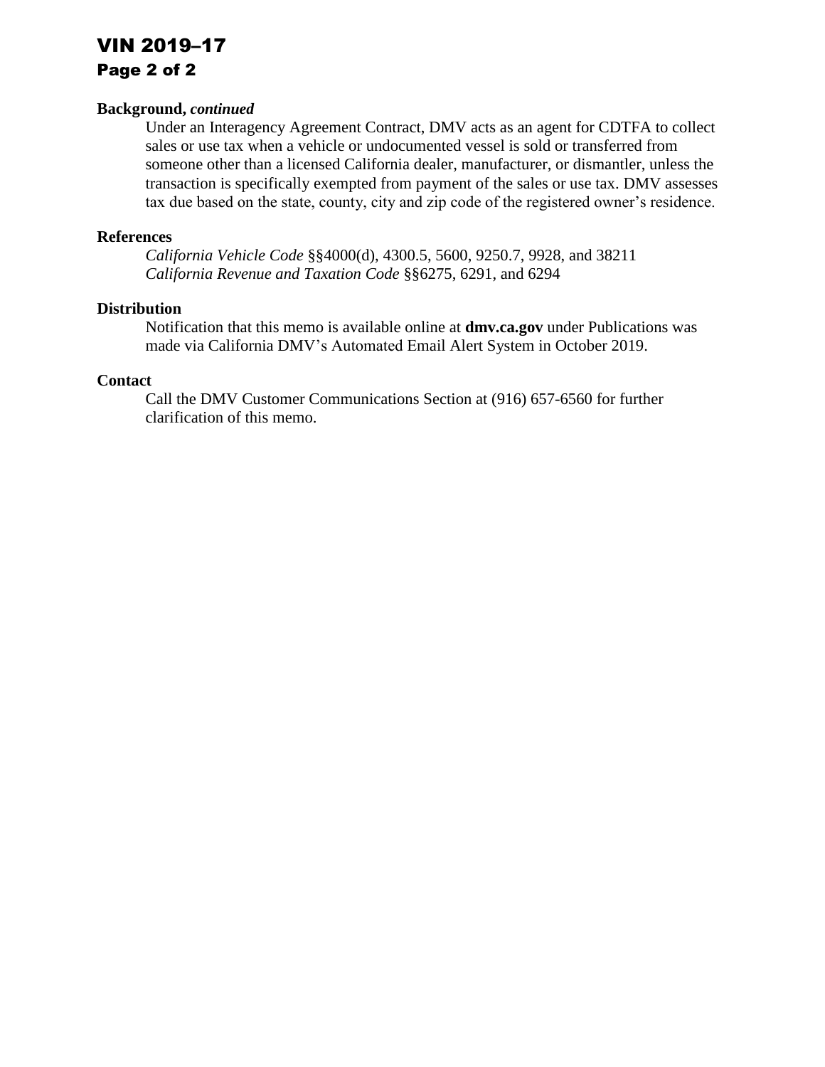**Background,** ***continued***

Under an Interagency Agreement Contract, DMV acts as an agent for CDTFA to collect sales or use tax when a vehicle or undocumented vessel is sold or transferred from someone other than a licensed California dealer, manufacturer, or dismantler, unless the transaction is specifically exempted from payment of the sales or use tax. DMV assesses tax due based on the state, county, city and zip code of the registered owner's residence.

**References**

*California Vehicle Code* §§4000(d), 4300.5, 5600, 9250.7, 9928, and 38211
*California Revenue and Taxation Code* §§6275, 6291, and 6294

**Distribution**

Notification that this memo is available online at **dmv.ca.gov** under Publications was made via California DMV's Automated Email Alert System in October 2019.

**Contact**

Call the DMV Customer Communications Section at (916) 657-6560 for further clarification of this memo.